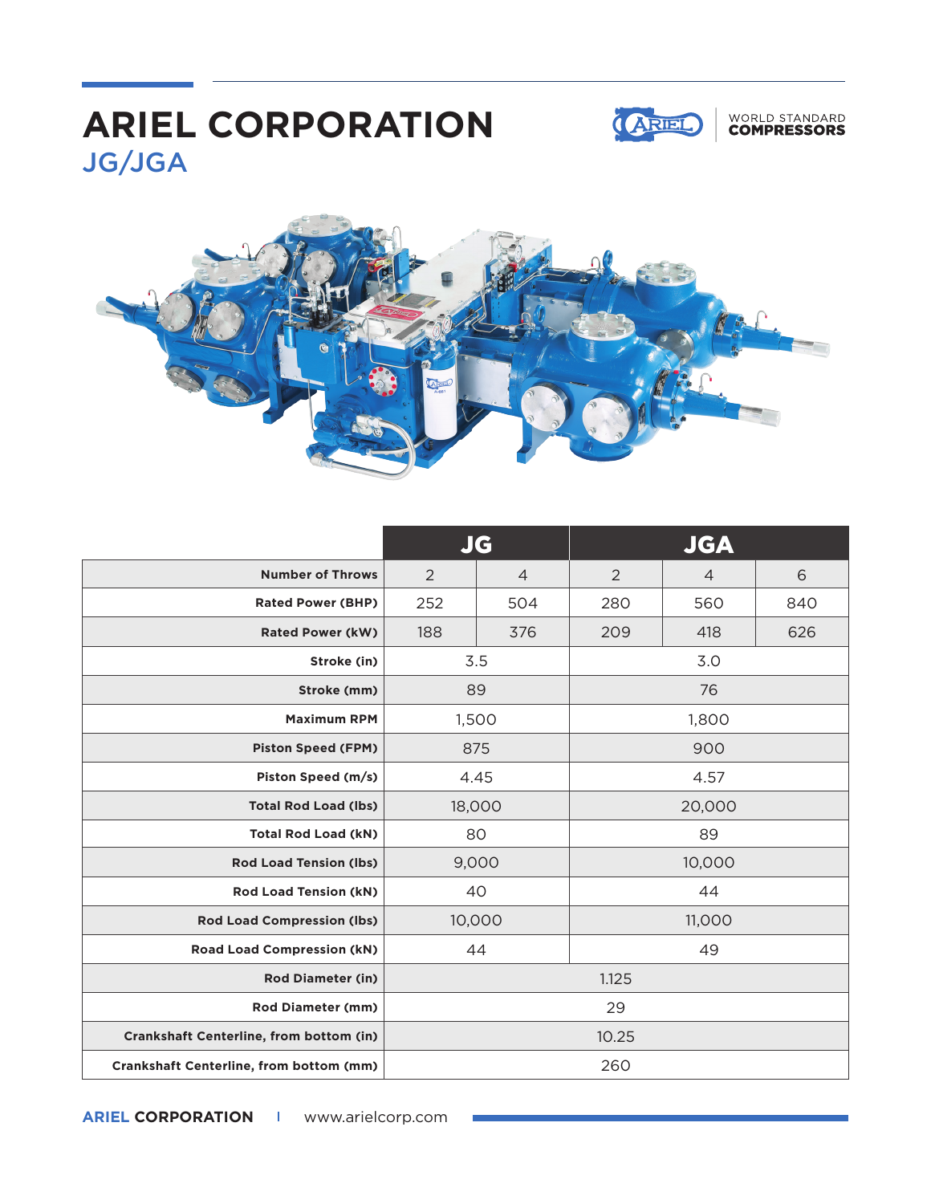# ARIEL CORPORATION

## JG/JGA

WORLD STANDARD **COMPRESSORS**

| | JG | | JGA | | |
|---|---|---|---|---|---|
| **Number of Throws** | 2 | 4 | 2 | 4 | 6 |
| **Rated Power (BHP)** | 252 | 504 | 280 | 560 | 840 |
| **Rated Power (kW)** | 188 | 376 | 209 | 418 | 626 |
| **Stroke (in)** | 3.5 | | 3.0 | | |
| **Stroke (mm)** | 89 | | 76 | | |
| **Maximum RPM** | 1,500 | | 1,800 | | |
| **Piston Speed (FPM)** | 875 | | 900 | | |
| **Piston Speed (m/s)** | 4.45 | | 4.57 | | |
| **Total Rod Load (lbs)** | 18,000 | | 20,000 | | |
| **Total Rod Load (kN)** | 80 | | 89 | | |
| **Rod Load Tension (lbs)** | 9,000 | | 10,000 | | |
| **Rod Load Tension (kN)** | 40 | | 44 | | |
| **Rod Load Compression (lbs)** | 10,000 | | 11,000 | | |
| **Road Load Compression (kN)** | 44 | | 49 | | |
| **Rod Diameter (in)** | 1.125 | | | | |
| **Rod Diameter (mm)** | 29 | | | | |
| **Crankshaft Centerline, from bottom (in)** | 10.25 | | | | |
| **Crankshaft Centerline, from bottom (mm)** | 260 | | | | |

**ARIEL CORPORATION** | www.arielcorp.com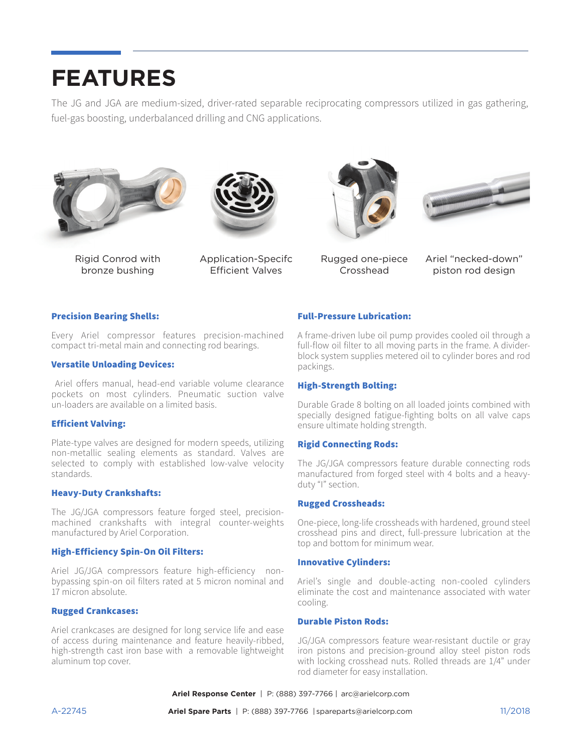# FEATURES

The JG and JGA are medium-sized, driver-rated separable reciprocating compressors utilized in gas gathering, fuel-gas boosting, underbalanced drilling and CNG applications.

Rigid Conrod with bronze bushing

Application-Specifc Efficient Valves

Rugged one-piece Crosshead

Ariel "necked-down" piston rod design

**Precision Bearing Shells:**

Every Ariel compressor features precision-machined compact tri-metal main and connecting rod bearings.

**Versatile Unloading Devices:**

Ariel offers manual, head-end variable volume clearance pockets on most cylinders. Pneumatic suction valve un-loaders are available on a limited basis.

**Efficient Valving:**

Plate-type valves are designed for modern speeds, utilizing non-metallic sealing elements as standard. Valves are selected to comply with established low-valve velocity standards.

**Heavy-Duty Crankshafts:**

The JG/JGA compressors feature forged steel, precision-machined crankshafts with integral counter-weights manufactured by Ariel Corporation.

**High-Efficiency Spin-On Oil Filters:**

Ariel JG/JGA compressors feature high-efficiency non-bypassing spin-on oil filters rated at 5 micron nominal and 17 micron absolute.

**Rugged Crankcases:**

Ariel crankcases are designed for long service life and ease of access during maintenance and feature heavily-ribbed, high-strength cast iron base with a removable lightweight aluminum top cover.

**Full-Pressure Lubrication:**

A frame-driven lube oil pump provides cooled oil through a full-flow oil filter to all moving parts in the frame. A divider-block system supplies metered oil to cylinder bores and rod packings.

**High-Strength Bolting:**

Durable Grade 8 bolting on all loaded joints combined with specially designed fatigue-fighting bolts on all valve caps ensure ultimate holding strength.

**Rigid Connecting Rods:**

The JG/JGA compressors feature durable connecting rods manufactured from forged steel with 4 bolts and a heavy-duty "I" section.

**Rugged Crossheads:**

One-piece, long-life crossheads with hardened, ground steel crosshead pins and direct, full-pressure lubrication at the top and bottom for minimum wear.

**Innovative Cylinders:**

Ariel's single and double-acting non-cooled cylinders eliminate the cost and maintenance associated with water cooling.

**Durable Piston Rods:**

JG/JGA compressors feature wear-resistant ductile or gray iron pistons and precision-ground alloy steel piston rods with locking crosshead nuts. Rolled threads are 1/4" under rod diameter for easy installation.

**Ariel Response Center** | P: (888) 397-7766 | arc@arielcorp.com

A-22745 **Ariel Spare Parts** | P: (888) 397-7766 | spareparts@arielcorp.com 11/2018